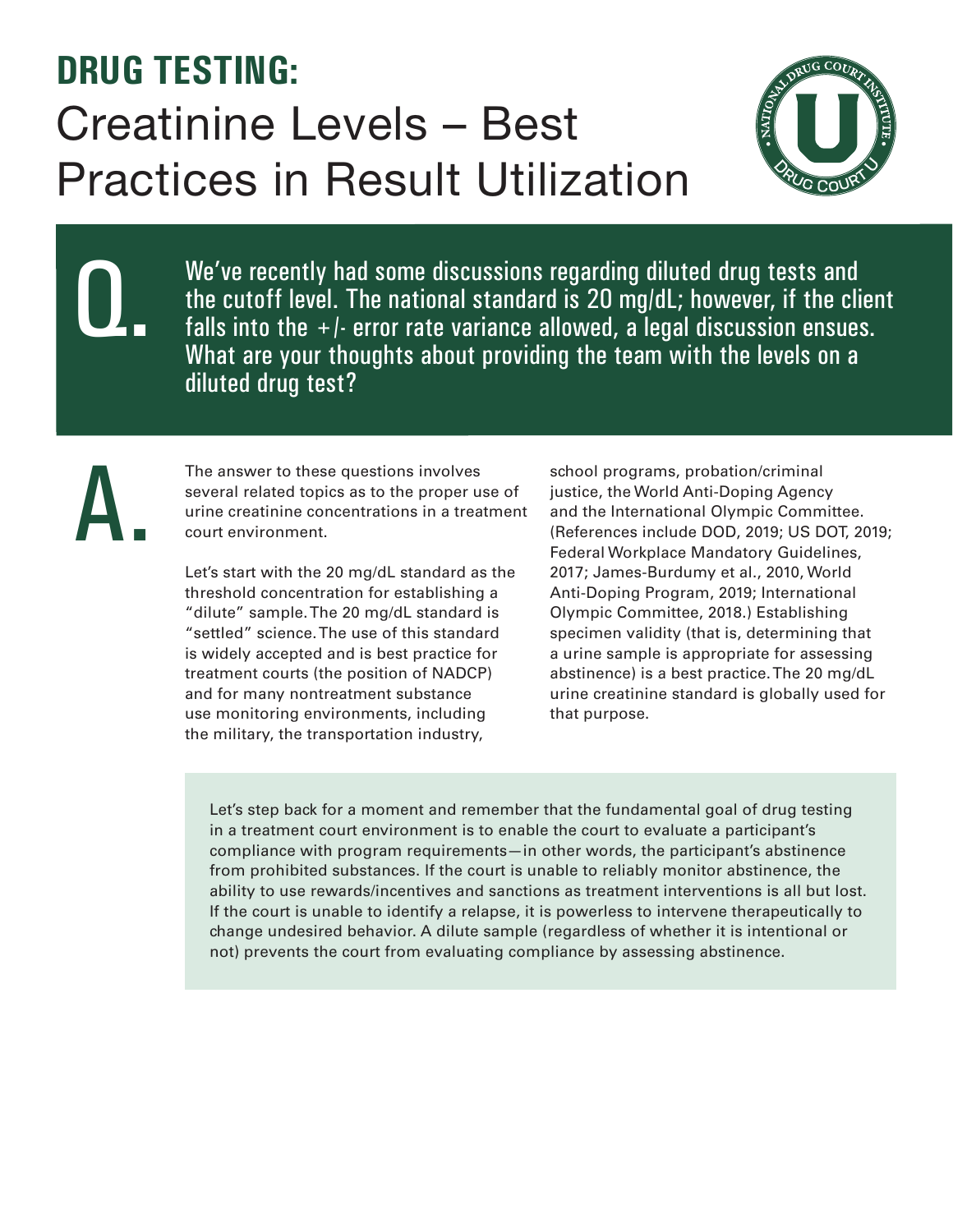# DRUG TESTING: Creatinine Levels – Best Practices in Result Utilization

**Q.** We've recently had some discussions regarding diluted drug tests and the cutoff level. The national standard is 20 mg/dL; however, if the client falls into the +/- error rate variance allowed, a legal discussion ensues. What are your thoughts about providing the team with the levels on a diluted drug test?

**A.** The answer to these questions involves several related topics as to the proper use of urine creatinine concentrations in a treatment court environment.

Let's start with the 20 mg/dL standard as the threshold concentration for establishing a "dilute" sample. The 20 mg/dL standard is "settled" science. The use of this standard is widely accepted and is best practice for treatment courts (the position of NADCP) and for many nontreatment substance use monitoring environments, including the military, the transportation industry, school programs, probation/criminal justice, the World Anti-Doping Agency and the International Olympic Committee. (References include DOD, 2019; US DOT, 2019; Federal Workplace Mandatory Guidelines, 2017; James-Burdumy et al., 2010, World Anti-Doping Program, 2019; International Olympic Committee, 2018.) Establishing specimen validity (that is, determining that a urine sample is appropriate for assessing abstinence) is a best practice. The 20 mg/dL urine creatinine standard is globally used for that purpose.

Let's step back for a moment and remember that the fundamental goal of drug testing in a treatment court environment is to enable the court to evaluate a participant's compliance with program requirements—in other words, the participant's abstinence from prohibited substances. If the court is unable to reliably monitor abstinence, the ability to use rewards/incentives and sanctions as treatment interventions is all but lost. If the court is unable to identify a relapse, it is powerless to intervene therapeutically to change undesired behavior. A dilute sample (regardless of whether it is intentional or not) prevents the court from evaluating compliance by assessing abstinence.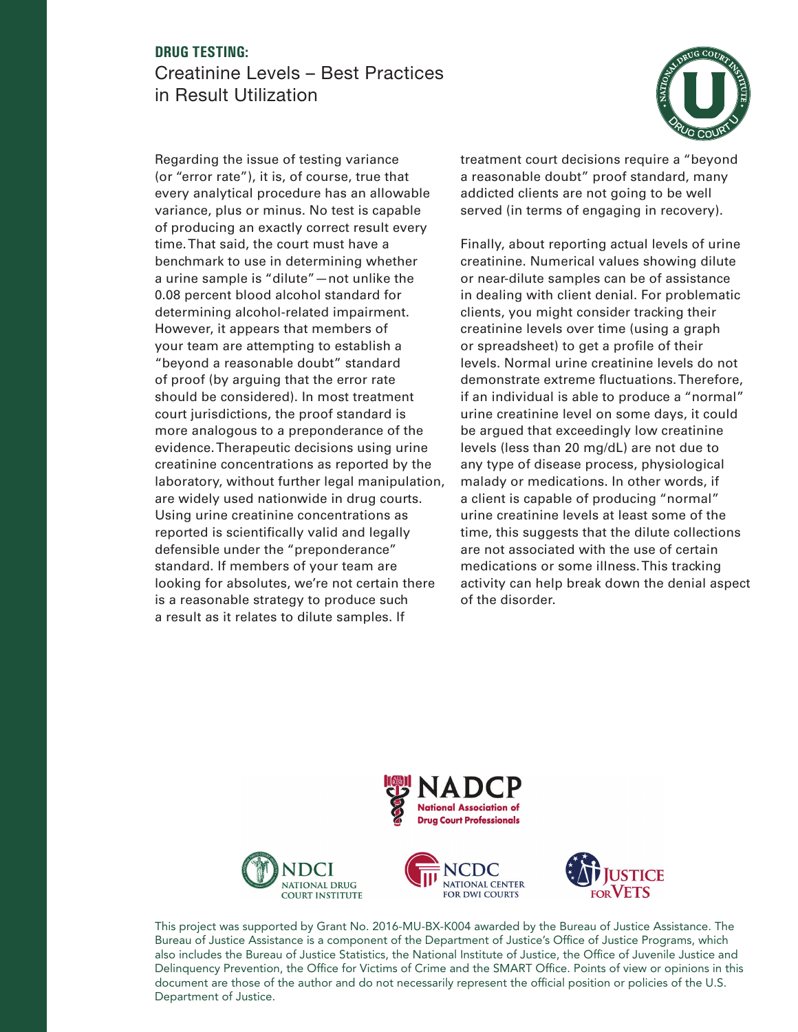**DRUG TESTING:**

## Creatinine Levels – Best Practices in Result Utilization

Regarding the issue of testing variance (or "error rate"), it is, of course, true that every analytical procedure has an allowable variance, plus or minus. No test is capable of producing an exactly correct result every time. That said, the court must have a benchmark to use in determining whether a urine sample is "dilute"—not unlike the 0.08 percent blood alcohol standard for determining alcohol-related impairment. However, it appears that members of your team are attempting to establish a "beyond a reasonable doubt" standard of proof (by arguing that the error rate should be considered). In most treatment court jurisdictions, the proof standard is more analogous to a preponderance of the evidence. Therapeutic decisions using urine creatinine concentrations as reported by the laboratory, without further legal manipulation, are widely used nationwide in drug courts. Using urine creatinine concentrations as reported is scientifically valid and legally defensible under the "preponderance" standard. If members of your team are looking for absolutes, we're not certain there is a reasonable strategy to produce such a result as it relates to dilute samples. If treatment court decisions require a "beyond a reasonable doubt" proof standard, many addicted clients are not going to be well served (in terms of engaging in recovery).

Finally, about reporting actual levels of urine creatinine. Numerical values showing dilute or near-dilute samples can be of assistance in dealing with client denial. For problematic clients, you might consider tracking their creatinine levels over time (using a graph or spreadsheet) to get a profile of their levels. Normal urine creatinine levels do not demonstrate extreme fluctuations. Therefore, if an individual is able to produce a "normal" urine creatinine level on some days, it could be argued that exceedingly low creatinine levels (less than 20 mg/dL) are not due to any type of disease process, physiological malady or medications. In other words, if a client is capable of producing "normal" urine creatinine levels at least some of the time, this suggests that the dilute collections are not associated with the use of certain medications or some illness. This tracking activity can help break down the denial aspect of the disorder.

This project was supported by Grant No. 2016-MU-BX-K004 awarded by the Bureau of Justice Assistance. The Bureau of Justice Assistance is a component of the Department of Justice's Office of Justice Programs, which also includes the Bureau of Justice Statistics, the National Institute of Justice, the Office of Juvenile Justice and Delinquency Prevention, the Office for Victims of Crime and the SMART Office. Points of view or opinions in this document are those of the author and do not necessarily represent the official position or policies of the U.S. Department of Justice.